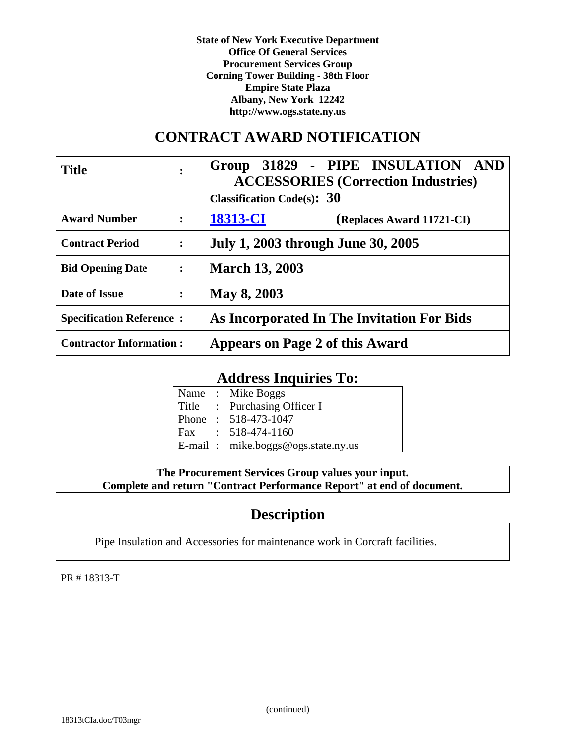**State of New York Executive Department**
**Office Of General Services**
**Procurement Services Group**
**Corning Tower Building - 38th Floor**
**Empire State Plaza**
**Albany, New York 12242**
**http://www.ogs.state.ny.us**

# CONTRACT AWARD NOTIFICATION

| | | |
|---|---|---|
| **Title** | **:** | **Group 31829 - PIPE INSULATION AND ACCESSORIES (Correction Industries)**<br>**Classification Code(s): 30** |
| **Award Number** | **:** | **18313-CI** (Replaces Award 11721-CI) |
| **Contract Period** | **:** | **July 1, 2003 through June 30, 2005** |
| **Bid Opening Date** | **:** | **March 13, 2003** |
| **Date of Issue** | **:** | **May 8, 2003** |
| **Specification Reference** | **:** | **As Incorporated In The Invitation For Bids** |
| **Contractor Information** | **:** | **Appears on Page 2 of this Award** |

## Address Inquiries To:

| | | |
|---|---|---|
| Name | : | Mike Boggs |
| Title | : | Purchasing Officer I |
| Phone | : | 518-473-1047 |
| Fax | : | 518-474-1160 |
| E-mail | : | mike.boggs@ogs.state.ny.us |

**The Procurement Services Group values your input.**
**Complete and return "Contract Performance Report" at end of document.**

## Description

Pipe Insulation and Accessories for maintenance work in Corcraft facilities.

PR # 18313-T

(continued)

18313tCIa.doc/T03mgr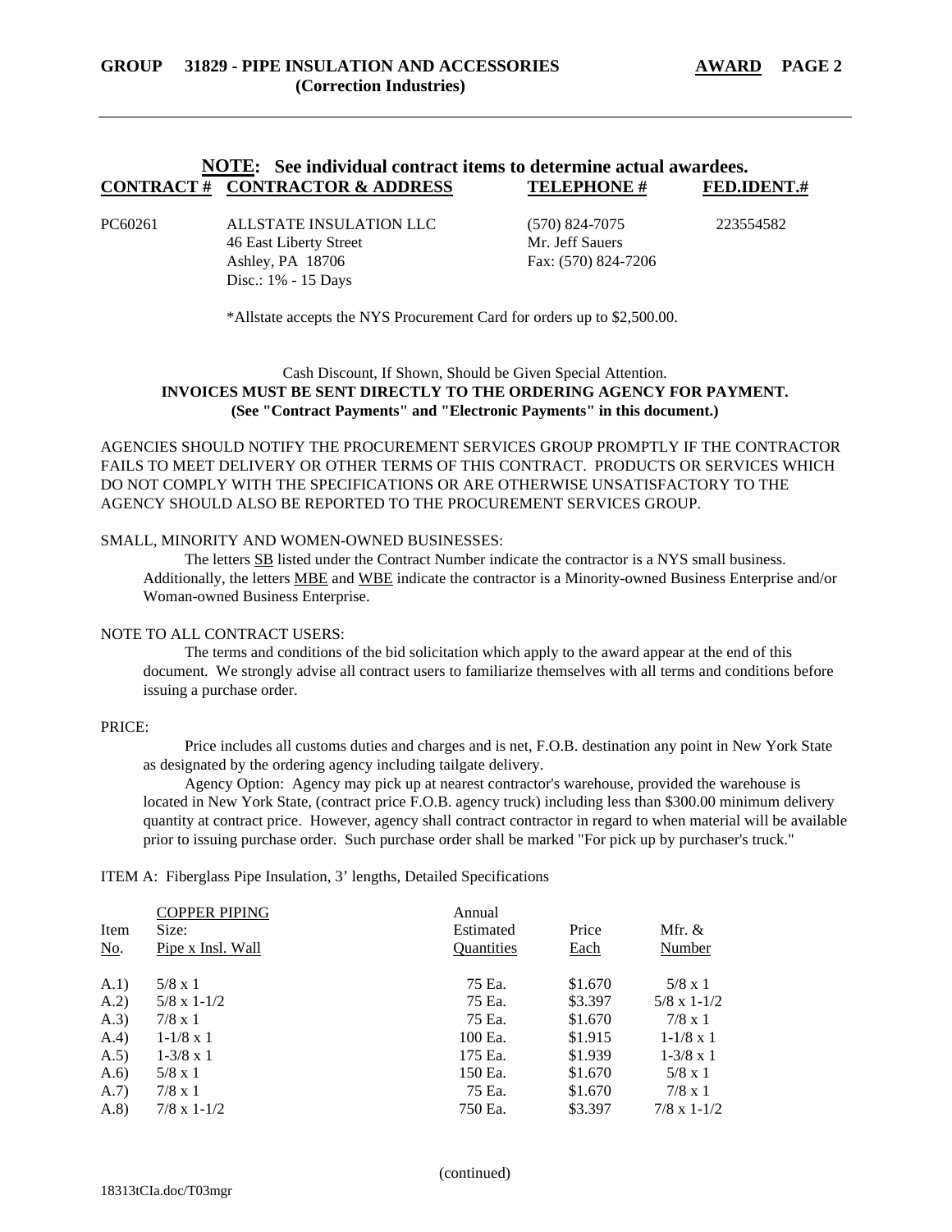## GROUP 31829 - PIPE INSULATION AND ACCESSORIES (Correction Industries)

**AWARD**

**NOTE: See individual contract items to determine actual awardees.**

| CONTRACT # | CONTRACTOR & ADDRESS | TELEPHONE # | FED.IDENT.# |
|---|---|---|---|
| PC60261 | ALLSTATE INSULATION LLC<br>46 East Liberty Street<br>Ashley, PA 18706<br>Disc.: 1% - 15 Days | (570) 824-7075<br>Mr. Jeff Sauers<br>Fax: (570) 824-7206 | 223554582 |

*Allstate accepts the NYS Procurement Card for orders up to $2,500.00.

Cash Discount, If Shown, Should be Given Special Attention.

**INVOICES MUST BE SENT DIRECTLY TO THE ORDERING AGENCY FOR PAYMENT.**
**(See "Contract Payments" and "Electronic Payments" in this document.)**

AGENCIES SHOULD NOTIFY THE PROCUREMENT SERVICES GROUP PROMPTLY IF THE CONTRACTOR FAILS TO MEET DELIVERY OR OTHER TERMS OF THIS CONTRACT. PRODUCTS OR SERVICES WHICH DO NOT COMPLY WITH THE SPECIFICATIONS OR ARE OTHERWISE UNSATISFACTORY TO THE AGENCY SHOULD ALSO BE REPORTED TO THE PROCUREMENT SERVICES GROUP.

SMALL, MINORITY AND WOMEN-OWNED BUSINESSES:

The letters SB listed under the Contract Number indicate the contractor is a NYS small business. Additionally, the letters MBE and WBE indicate the contractor is a Minority-owned Business Enterprise and/or Woman-owned Business Enterprise.

NOTE TO ALL CONTRACT USERS:

The terms and conditions of the bid solicitation which apply to the award appear at the end of this document. We strongly advise all contract users to familiarize themselves with all terms and conditions before issuing a purchase order.

PRICE:

Price includes all customs duties and charges and is net, F.O.B. destination any point in New York State as designated by the ordering agency including tailgate delivery.

Agency Option: Agency may pick up at nearest contractor's warehouse, provided the warehouse is located in New York State, (contract price F.O.B. agency truck) including less than $300.00 minimum delivery quantity at contract price. However, agency shall contract contractor in regard to when material will be available prior to issuing purchase order. Such purchase order shall be marked "For pick up by purchaser's truck."

ITEM A: Fiberglass Pipe Insulation, 3' lengths, Detailed Specifications

| Item No. | COPPER PIPING Size: Pipe x Insl. Wall | Annual Estimated Quantities | Price Each | Mfr. & Number |
|---|---|---|---|---|
| A.1) | 5/8 x 1 | 75 Ea. | $1.670 | 5/8 x 1 |
| A.2) | 5/8 x 1-1/2 | 75 Ea. | $3.397 | 5/8 x 1-1/2 |
| A.3) | 7/8 x 1 | 75 Ea. | $1.670 | 7/8 x 1 |
| A.4) | 1-1/8 x 1 | 100 Ea. | $1.915 | 1-1/8 x 1 |
| A.5) | 1-3/8 x 1 | 175 Ea. | $1.939 | 1-3/8 x 1 |
| A.6) | 5/8 x 1 | 150 Ea. | $1.670 | 5/8 x 1 |
| A.7) | 7/8 x 1 | 75 Ea. | $1.670 | 7/8 x 1 |
| A.8) | 7/8 x 1-1/2 | 750 Ea. | $3.397 | 7/8 x 1-1/2 |

(continued)

18313tCIa.doc/T03mgr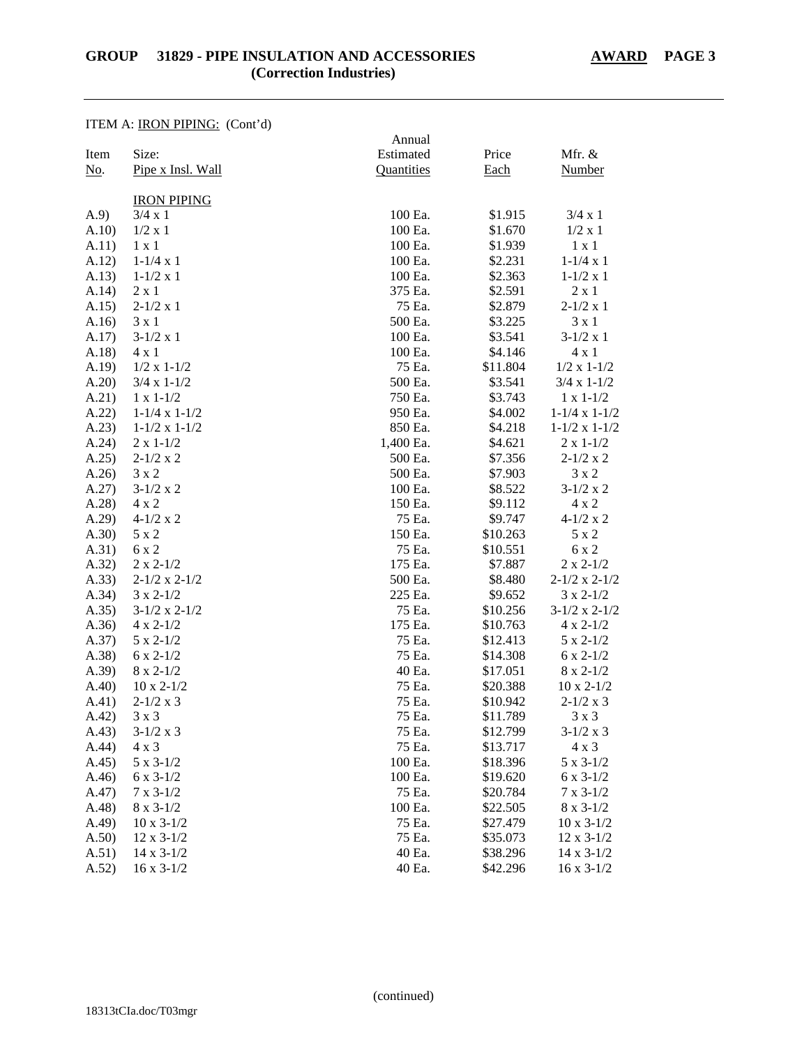# GROUP 31829 - PIPE INSULATION AND ACCESSORIES (Correction Industries)

**AWARD**

ITEM A: IRON PIPING: (Cont'd)

| Item No. | Size: Pipe x Insl. Wall | Annual Estimated Quantities | Price Each | Mfr. & Number |
|---|---|---|---|---|
| | IRON PIPING | | | |
| A.9) | 3/4 x 1 | 100 Ea. | $1.915 | 3/4 x 1 |
| A.10) | 1/2 x 1 | 100 Ea. | $1.670 | 1/2 x 1 |
| A.11) | 1 x 1 | 100 Ea. | $1.939 | 1 x 1 |
| A.12) | 1-1/4 x 1 | 100 Ea. | $2.231 | 1-1/4 x 1 |
| A.13) | 1-1/2 x 1 | 100 Ea. | $2.363 | 1-1/2 x 1 |
| A.14) | 2 x 1 | 375 Ea. | $2.591 | 2 x 1 |
| A.15) | 2-1/2 x 1 | 75 Ea. | $2.879 | 2-1/2 x 1 |
| A.16) | 3 x 1 | 500 Ea. | $3.225 | 3 x 1 |
| A.17) | 3-1/2 x 1 | 100 Ea. | $3.541 | 3-1/2 x 1 |
| A.18) | 4 x 1 | 100 Ea. | $4.146 | 4 x 1 |
| A.19) | 1/2 x 1-1/2 | 75 Ea. | $11.804 | 1/2 x 1-1/2 |
| A.20) | 3/4 x 1-1/2 | 500 Ea. | $3.541 | 3/4 x 1-1/2 |
| A.21) | 1 x 1-1/2 | 750 Ea. | $3.743 | 1 x 1-1/2 |
| A.22) | 1-1/4 x 1-1/2 | 950 Ea. | $4.002 | 1-1/4 x 1-1/2 |
| A.23) | 1-1/2 x 1-1/2 | 850 Ea. | $4.218 | 1-1/2 x 1-1/2 |
| A.24) | 2 x 1-1/2 | 1,400 Ea. | $4.621 | 2 x 1-1/2 |
| A.25) | 2-1/2 x 2 | 500 Ea. | $7.356 | 2-1/2 x 2 |
| A.26) | 3 x 2 | 500 Ea. | $7.903 | 3 x 2 |
| A.27) | 3-1/2 x 2 | 100 Ea. | $8.522 | 3-1/2 x 2 |
| A.28) | 4 x 2 | 150 Ea. | $9.112 | 4 x 2 |
| A.29) | 4-1/2 x 2 | 75 Ea. | $9.747 | 4-1/2 x 2 |
| A.30) | 5 x 2 | 150 Ea. | $10.263 | 5 x 2 |
| A.31) | 6 x 2 | 75 Ea. | $10.551 | 6 x 2 |
| A.32) | 2 x 2-1/2 | 175 Ea. | $7.887 | 2 x 2-1/2 |
| A.33) | 2-1/2 x 2-1/2 | 500 Ea. | $8.480 | 2-1/2 x 2-1/2 |
| A.34) | 3 x 2-1/2 | 225 Ea. | $9.652 | 3 x 2-1/2 |
| A.35) | 3-1/2 x 2-1/2 | 75 Ea. | $10.256 | 3-1/2 x 2-1/2 |
| A.36) | 4 x 2-1/2 | 175 Ea. | $10.763 | 4 x 2-1/2 |
| A.37) | 5 x 2-1/2 | 75 Ea. | $12.413 | 5 x 2-1/2 |
| A.38) | 6 x 2-1/2 | 75 Ea. | $14.308 | 6 x 2-1/2 |
| A.39) | 8 x 2-1/2 | 40 Ea. | $17.051 | 8 x 2-1/2 |
| A.40) | 10 x 2-1/2 | 75 Ea. | $20.388 | 10 x 2-1/2 |
| A.41) | 2-1/2 x 3 | 75 Ea. | $10.942 | 2-1/2 x 3 |
| A.42) | 3 x 3 | 75 Ea. | $11.789 | 3 x 3 |
| A.43) | 3-1/2 x 3 | 75 Ea. | $12.799 | 3-1/2 x 3 |
| A.44) | 4 x 3 | 75 Ea. | $13.717 | 4 x 3 |
| A.45) | 5 x 3-1/2 | 100 Ea. | $18.396 | 5 x 3-1/2 |
| A.46) | 6 x 3-1/2 | 100 Ea. | $19.620 | 6 x 3-1/2 |
| A.47) | 7 x 3-1/2 | 75 Ea. | $20.784 | 7 x 3-1/2 |
| A.48) | 8 x 3-1/2 | 100 Ea. | $22.505 | 8 x 3-1/2 |
| A.49) | 10 x 3-1/2 | 75 Ea. | $27.479 | 10 x 3-1/2 |
| A.50) | 12 x 3-1/2 | 75 Ea. | $35.073 | 12 x 3-1/2 |
| A.51) | 14 x 3-1/2 | 40 Ea. | $38.296 | 14 x 3-1/2 |
| A.52) | 16 x 3-1/2 | 40 Ea. | $42.296 | 16 x 3-1/2 |

(continued)

18313tCIa.doc/T03mgr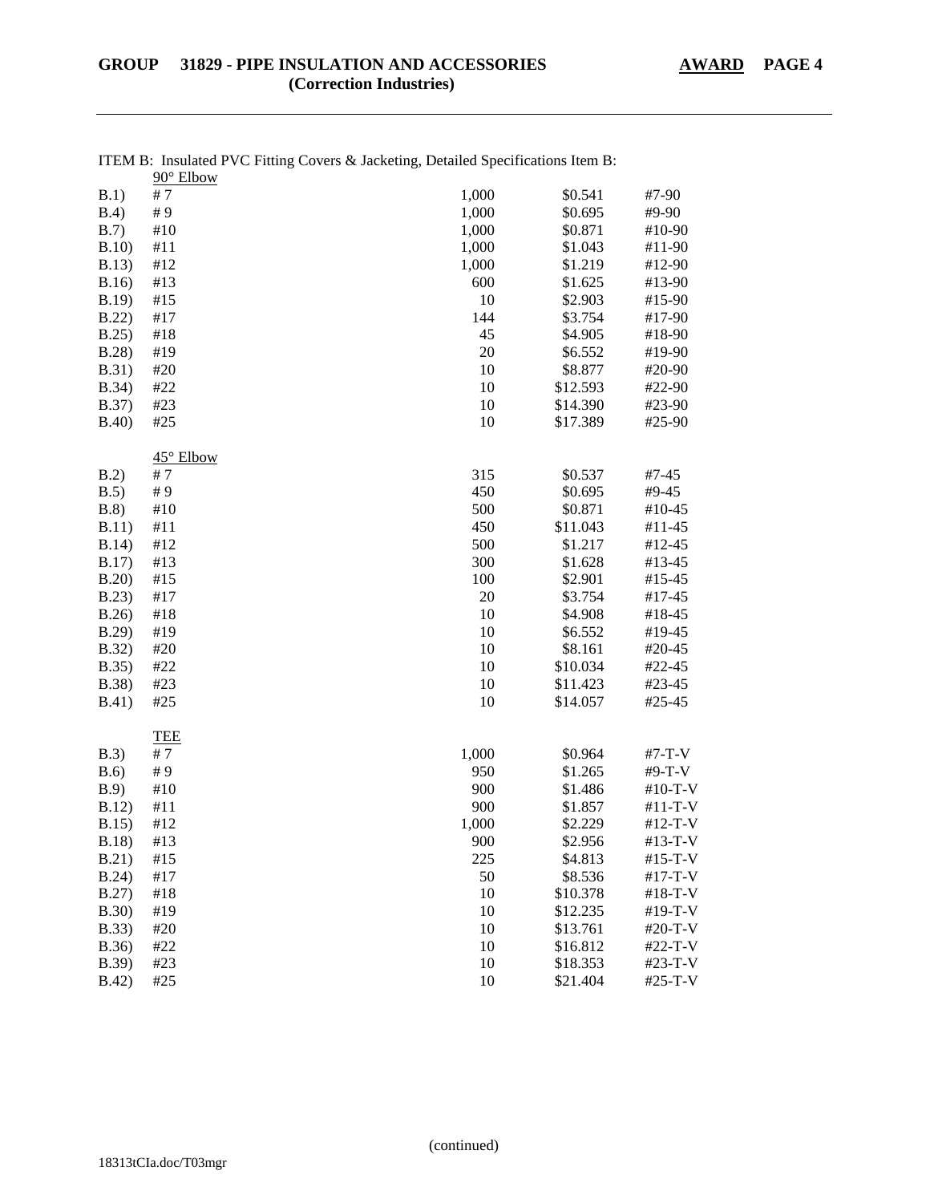ITEM B: Insulated PVC Fitting Covers & Jacketing, Detailed Specifications Item B:

| | | | | |
|---|---|---|---|---|
| | 90° Elbow | | | |
| B.1) | # 7 | 1,000 | $0.541 | #7-90 |
| B.4) | # 9 | 1,000 | $0.695 | #9-90 |
| B.7) | #10 | 1,000 | $0.871 | #10-90 |
| B.10) | #11 | 1,000 | $1.043 | #11-90 |
| B.13) | #12 | 1,000 | $1.219 | #12-90 |
| B.16) | #13 | 600 | $1.625 | #13-90 |
| B.19) | #15 | 10 | $2.903 | #15-90 |
| B.22) | #17 | 144 | $3.754 | #17-90 |
| B.25) | #18 | 45 | $4.905 | #18-90 |
| B.28) | #19 | 20 | $6.552 | #19-90 |
| B.31) | #20 | 10 | $8.877 | #20-90 |
| B.34) | #22 | 10 | $12.593 | #22-90 |
| B.37) | #23 | 10 | $14.390 | #23-90 |
| B.40) | #25 | 10 | $17.389 | #25-90 |
| | 45° Elbow | | | |
| B.2) | # 7 | 315 | $0.537 | #7-45 |
| B.5) | # 9 | 450 | $0.695 | #9-45 |
| B.8) | #10 | 500 | $0.871 | #10-45 |
| B.11) | #11 | 450 | $11.043 | #11-45 |
| B.14) | #12 | 500 | $1.217 | #12-45 |
| B.17) | #13 | 300 | $1.628 | #13-45 |
| B.20) | #15 | 100 | $2.901 | #15-45 |
| B.23) | #17 | 20 | $3.754 | #17-45 |
| B.26) | #18 | 10 | $4.908 | #18-45 |
| B.29) | #19 | 10 | $6.552 | #19-45 |
| B.32) | #20 | 10 | $8.161 | #20-45 |
| B.35) | #22 | 10 | $10.034 | #22-45 |
| B.38) | #23 | 10 | $11.423 | #23-45 |
| B.41) | #25 | 10 | $14.057 | #25-45 |
| | TEE | | | |
| B.3) | # 7 | 1,000 | $0.964 | #7-T-V |
| B.6) | # 9 | 950 | $1.265 | #9-T-V |
| B.9) | #10 | 900 | $1.486 | #10-T-V |
| B.12) | #11 | 900 | $1.857 | #11-T-V |
| B.15) | #12 | 1,000 | $2.229 | #12-T-V |
| B.18) | #13 | 900 | $2.956 | #13-T-V |
| B.21) | #15 | 225 | $4.813 | #15-T-V |
| B.24) | #17 | 50 | $8.536 | #17-T-V |
| B.27) | #18 | 10 | $10.378 | #18-T-V |
| B.30) | #19 | 10 | $12.235 | #19-T-V |
| B.33) | #20 | 10 | $13.761 | #20-T-V |
| B.36) | #22 | 10 | $16.812 | #22-T-V |
| B.39) | #23 | 10 | $18.353 | #23-T-V |
| B.42) | #25 | 10 | $21.404 | #25-T-V |

(continued)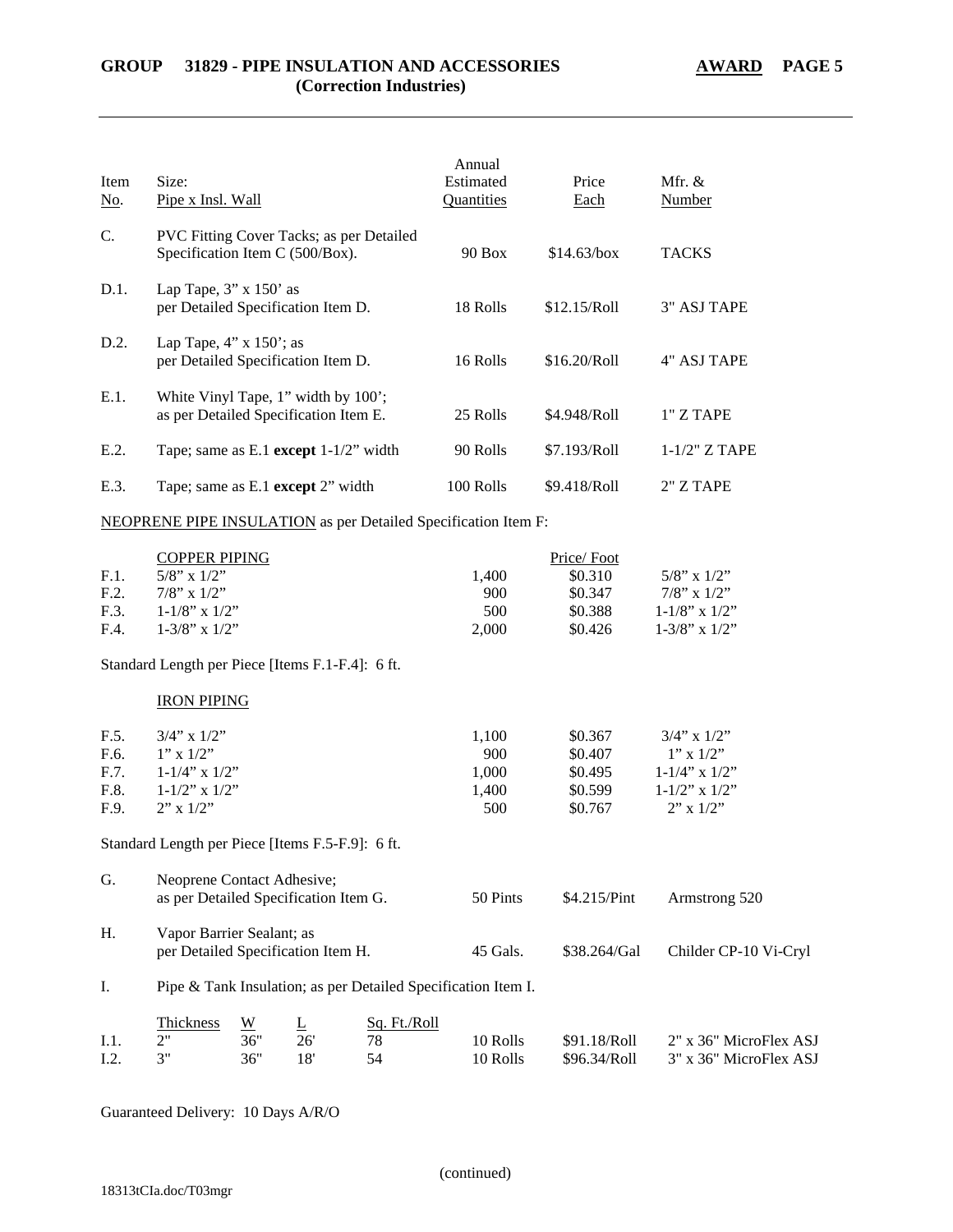# GROUP 31829 - PIPE INSULATION AND ACCESSORIES (Correction Industries)

**AWARD**

| Item No. | Size: Pipe x Insl. Wall | Annual Estimated Quantities | Price Each | Mfr. & Number |
|---|---|---|---|---|
| C. | PVC Fitting Cover Tacks; as per Detailed Specification Item C (500/Box). | 90 Box | $14.63/box | TACKS |
| D.1. | Lap Tape, 3" x 150' as per Detailed Specification Item D. | 18 Rolls | $12.15/Roll | 3" ASJ TAPE |
| D.2. | Lap Tape, 4" x 150'; as per Detailed Specification Item D. | 16 Rolls | $16.20/Roll | 4" ASJ TAPE |
| E.1. | White Vinyl Tape, 1" width by 100'; as per Detailed Specification Item E. | 25 Rolls | $4.948/Roll | 1" Z TAPE |
| E.2. | Tape; same as E.1 **except** 1-1/2" width | 90 Rolls | $7.193/Roll | 1-1/2" Z TAPE |
| E.3. | Tape; same as E.1 **except** 2" width | 100 Rolls | $9.418/Roll | 2" Z TAPE |

NEOPRENE PIPE INSULATION as per Detailed Specification Item F:

| Item | COPPER PIPING | Quantity | Price/ Foot | Mfr. & Number |
|---|---|---|---|---|
| F.1. | 5/8" x 1/2" | 1,400 | $0.310 | 5/8" x 1/2" |
| F.2. | 7/8" x 1/2" | 900 | $0.347 | 7/8" x 1/2" |
| F.3. | 1-1/8" x 1/2" | 500 | $0.388 | 1-1/8" x 1/2" |
| F.4. | 1-3/8" x 1/2" | 2,000 | $0.426 | 1-3/8" x 1/2" |

Standard Length per Piece [Items F.1-F.4]: 6 ft.

| Item | IRON PIPING | Quantity | Price/ Foot | Mfr. & Number |
|---|---|---|---|---|
| F.5. | 3/4" x 1/2" | 1,100 | $0.367 | 3/4" x 1/2" |
| F.6. | 1" x 1/2" | 900 | $0.407 | 1" x 1/2" |
| F.7. | 1-1/4" x 1/2" | 1,000 | $0.495 | 1-1/4" x 1/2" |
| F.8. | 1-1/2" x 1/2" | 1,400 | $0.599 | 1-1/2" x 1/2" |
| F.9. | 2" x 1/2" | 500 | $0.767 | 2" x 1/2" |

Standard Length per Piece [Items F.5-F.9]: 6 ft.

| Item | Description | Quantity | Price | Mfr. & Number |
|---|---|---|---|---|
| G. | Neoprene Contact Adhesive; as per Detailed Specification Item G. | 50 Pints | $4.215/Pint | Armstrong 520 |
| H. | Vapor Barrier Sealant; as per Detailed Specification Item H. | 45 Gals. | $38.264/Gal | Childer CP-10 Vi-Cryl |

I. Pipe & Tank Insulation; as per Detailed Specification Item I.

| Item | Thickness | W | L | Sq. Ft./Roll | Quantity | Price | Mfr. & Number |
|---|---|---|---|---|---|---|---|
| I.1. | 2" | 36" | 26' | 78 | 10 Rolls | $91.18/Roll | 2" x 36" MicroFlex ASJ |
| I.2. | 3" | 36" | 18' | 54 | 10 Rolls | $96.34/Roll | 3" x 36" MicroFlex ASJ |

Guaranteed Delivery: 10 Days A/R/O

(continued)

18313tCIa.doc/T03mgr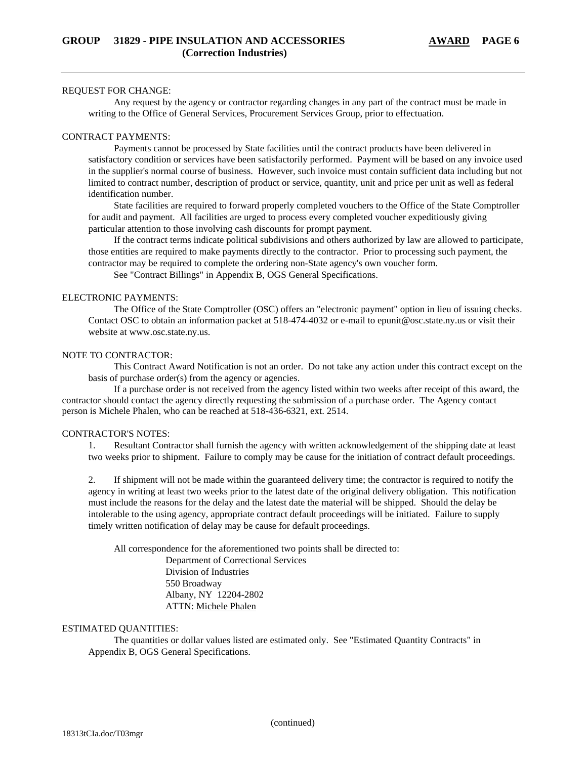REQUEST FOR CHANGE:

Any request by the agency or contractor regarding changes in any part of the contract must be made in writing to the Office of General Services, Procurement Services Group, prior to effectuation.

CONTRACT PAYMENTS:

Payments cannot be processed by State facilities until the contract products have been delivered in satisfactory condition or services have been satisfactorily performed. Payment will be based on any invoice used in the supplier's normal course of business. However, such invoice must contain sufficient data including but not limited to contract number, description of product or service, quantity, unit and price per unit as well as federal identification number.

State facilities are required to forward properly completed vouchers to the Office of the State Comptroller for audit and payment. All facilities are urged to process every completed voucher expeditiously giving particular attention to those involving cash discounts for prompt payment.

If the contract terms indicate political subdivisions and others authorized by law are allowed to participate, those entities are required to make payments directly to the contractor. Prior to processing such payment, the contractor may be required to complete the ordering non-State agency's own voucher form.

See "Contract Billings" in Appendix B, OGS General Specifications.

ELECTRONIC PAYMENTS:

The Office of the State Comptroller (OSC) offers an "electronic payment" option in lieu of issuing checks. Contact OSC to obtain an information packet at 518-474-4032 or e-mail to epunit@osc.state.ny.us or visit their website at www.osc.state.ny.us.

NOTE TO CONTRACTOR:

This Contract Award Notification is not an order. Do not take any action under this contract except on the basis of purchase order(s) from the agency or agencies.

If a purchase order is not received from the agency listed within two weeks after receipt of this award, the contractor should contact the agency directly requesting the submission of a purchase order. The Agency contact person is Michele Phalen, who can be reached at 518-436-6321, ext. 2514.

CONTRACTOR'S NOTES:

1. Resultant Contractor shall furnish the agency with written acknowledgement of the shipping date at least two weeks prior to shipment. Failure to comply may be cause for the initiation of contract default proceedings.

2. If shipment will not be made within the guaranteed delivery time; the contractor is required to notify the agency in writing at least two weeks prior to the latest date of the original delivery obligation. This notification must include the reasons for the delay and the latest date the material will be shipped. Should the delay be intolerable to the using agency, appropriate contract default proceedings will be initiated. Failure to supply timely written notification of delay may be cause for default proceedings.

All correspondence for the aforementioned two points shall be directed to:

Department of Correctional Services
Division of Industries
550 Broadway
Albany, NY 12204-2802
ATTN: Michele Phalen

ESTIMATED QUANTITIES:

The quantities or dollar values listed are estimated only. See "Estimated Quantity Contracts" in Appendix B, OGS General Specifications.

(continued)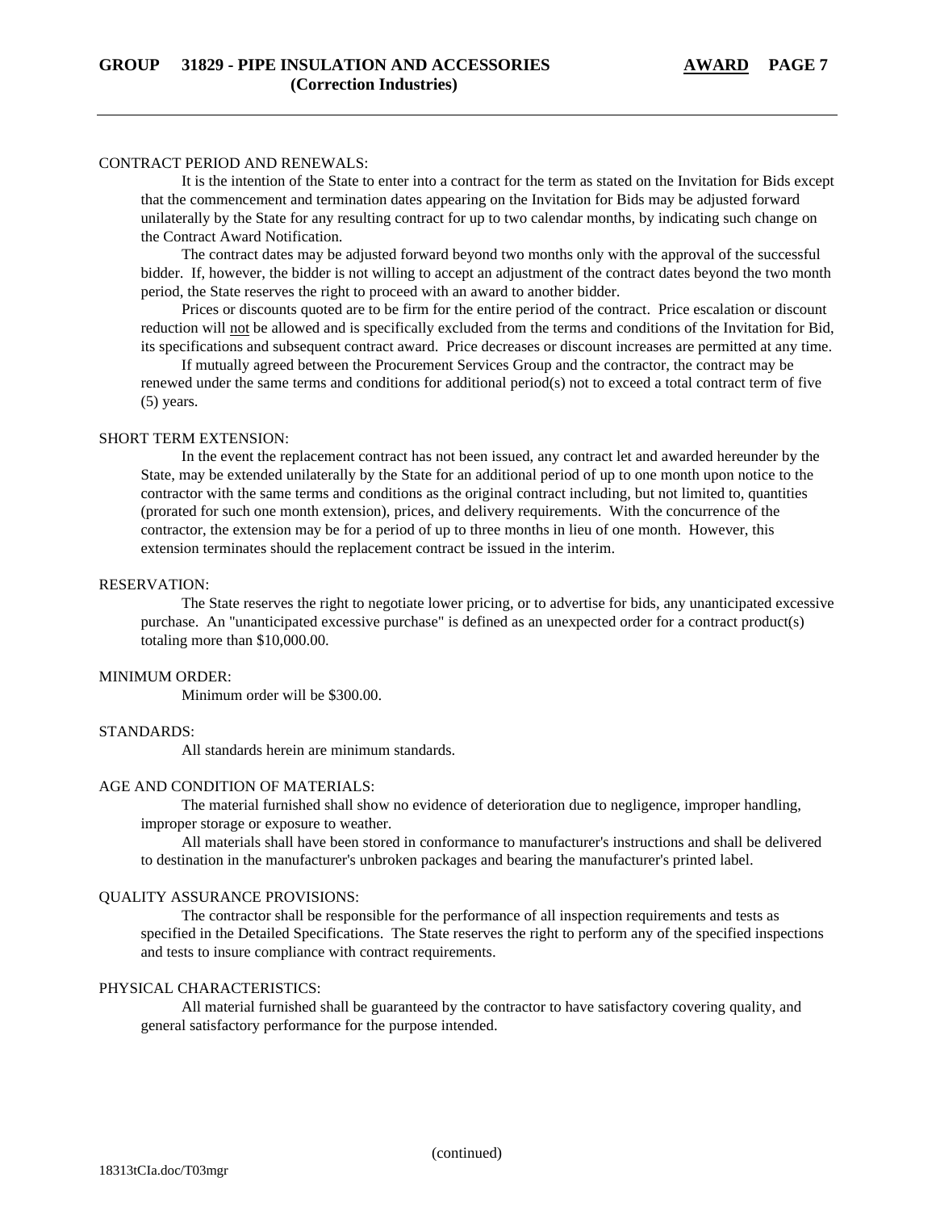CONTRACT PERIOD AND RENEWALS:

It is the intention of the State to enter into a contract for the term as stated on the Invitation for Bids except that the commencement and termination dates appearing on the Invitation for Bids may be adjusted forward unilaterally by the State for any resulting contract for up to two calendar months, by indicating such change on the Contract Award Notification.

The contract dates may be adjusted forward beyond two months only with the approval of the successful bidder. If, however, the bidder is not willing to accept an adjustment of the contract dates beyond the two month period, the State reserves the right to proceed with an award to another bidder.

Prices or discounts quoted are to be firm for the entire period of the contract. Price escalation or discount reduction will not be allowed and is specifically excluded from the terms and conditions of the Invitation for Bid, its specifications and subsequent contract award. Price decreases or discount increases are permitted at any time.

If mutually agreed between the Procurement Services Group and the contractor, the contract may be renewed under the same terms and conditions for additional period(s) not to exceed a total contract term of five (5) years.

SHORT TERM EXTENSION:

In the event the replacement contract has not been issued, any contract let and awarded hereunder by the State, may be extended unilaterally by the State for an additional period of up to one month upon notice to the contractor with the same terms and conditions as the original contract including, but not limited to, quantities (prorated for such one month extension), prices, and delivery requirements. With the concurrence of the contractor, the extension may be for a period of up to three months in lieu of one month. However, this extension terminates should the replacement contract be issued in the interim.

RESERVATION:

The State reserves the right to negotiate lower pricing, or to advertise for bids, any unanticipated excessive purchase. An "unanticipated excessive purchase" is defined as an unexpected order for a contract product(s) totaling more than $10,000.00.

MINIMUM ORDER:

Minimum order will be $300.00.

STANDARDS:

All standards herein are minimum standards.

AGE AND CONDITION OF MATERIALS:

The material furnished shall show no evidence of deterioration due to negligence, improper handling, improper storage or exposure to weather.

All materials shall have been stored in conformance to manufacturer's instructions and shall be delivered to destination in the manufacturer's unbroken packages and bearing the manufacturer's printed label.

QUALITY ASSURANCE PROVISIONS:

The contractor shall be responsible for the performance of all inspection requirements and tests as specified in the Detailed Specifications. The State reserves the right to perform any of the specified inspections and tests to insure compliance with contract requirements.

PHYSICAL CHARACTERISTICS:

All material furnished shall be guaranteed by the contractor to have satisfactory covering quality, and general satisfactory performance for the purpose intended.

(continued)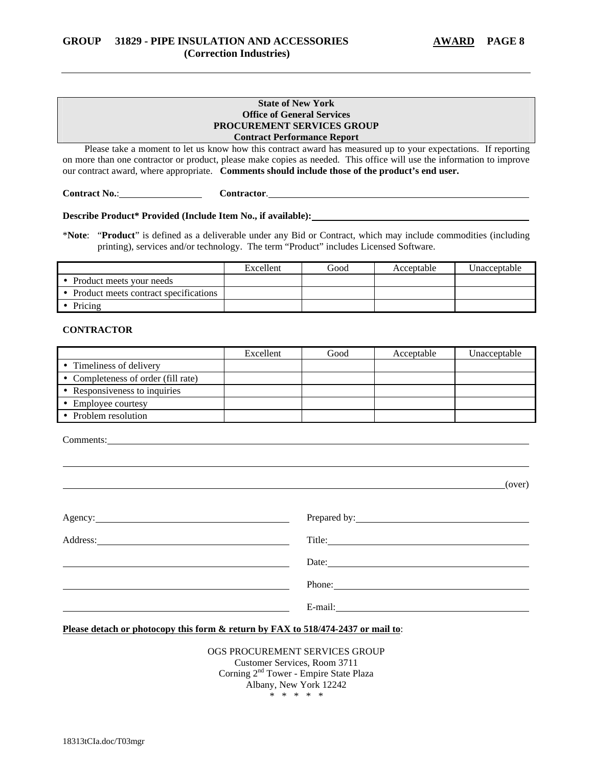**State of New York**
**Office of General Services**
**PROCUREMENT SERVICES GROUP**
**Contract Performance Report**

Please take a moment to let us know how this contract award has measured up to your expectations. If reporting on more than one contractor or product, please make copies as needed. This office will use the information to improve our contract award, where appropriate. **Comments should include those of the product's end user.**

**Contract No.**: ________________ **Contractor**. ______________________________________________

**Describe Product* Provided (Include Item No., if available):** ______________________________________

*__Note__: "**Product**" is defined as a deliverable under any Bid or Contract, which may include commodities (including printing), services and/or technology. The term "Product" includes Licensed Software.

| | Excellent | Good | Acceptable | Unacceptable |
|---|---|---|---|---|
| • Product meets your needs | | | | |
| • Product meets contract specifications | | | | |
| • Pricing | | | | |

**CONTRACTOR**

| | Excellent | Good | Acceptable | Unacceptable |
|---|---|---|---|---|
| • Timeliness of delivery | | | | |
| • Completeness of order (fill rate) | | | | |
| • Responsiveness to inquiries | | | | |
| • Employee courtesy | | | | |
| • Problem resolution | | | | |

Comments: ____________________________________________________________________________

______________________________________________________________________________________

______________________________________________________________________________ (over)

Agency: ______________________________ Prepared by: ______________________________

Address: _____________________________ Title: ____________________________________

_____________________________________ Date: ____________________________________

_____________________________________ Phone: ___________________________________

_____________________________________ E-mail: __________________________________

**__Please detach or photocopy this form & return by FAX to 518/474-2437 or mail to__**:

OGS PROCUREMENT SERVICES GROUP
Customer Services, Room 3711
Corning 2nd Tower - Empire State Plaza
Albany, New York 12242
\* \* \* \* \*

18313tCIa.doc/T03mgr